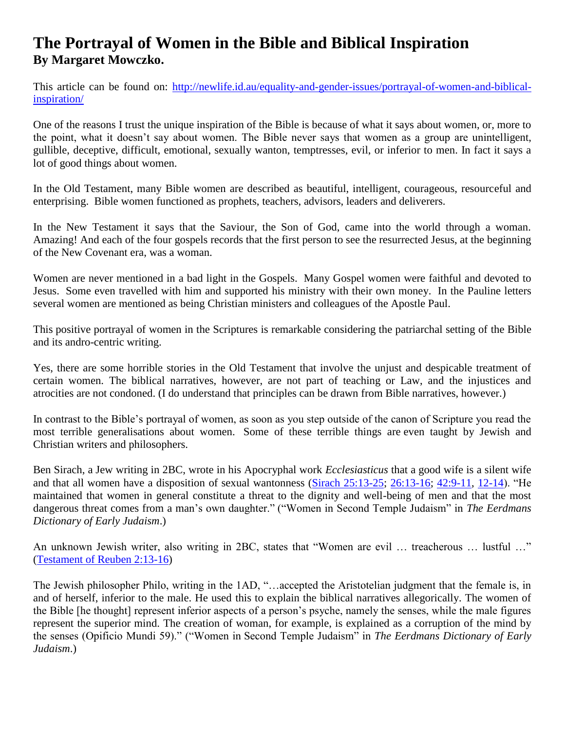# The Portrayal of Women in the Bible and Biblical Inspiration

**By Margaret Mowczko.**

This article can be found on: [http://newlife.id.au/equality-and-gender-issues/portrayal-of-women-and-biblical-inspiration/](http://newlife.id.au/equality-and-gender-issues/portrayal-of-women-and-biblical-inspiration/)

One of the reasons I trust the unique inspiration of the Bible is because of what it says about women, or, more to the point, what it doesn't say about women. The Bible never says that women as a group are unintelligent, gullible, deceptive, difficult, emotional, sexually wanton, temptresses, evil, or inferior to men. In fact it says a lot of good things about women.

In the Old Testament, many Bible women are described as beautiful, intelligent, courageous, resourceful and enterprising. Bible women functioned as prophets, teachers, advisors, leaders and deliverers.

In the New Testament it says that the Saviour, the Son of God, came into the world through a woman. Amazing! And each of the four gospels records that the first person to see the resurrected Jesus, at the beginning of the New Covenant era, was a woman.

Women are never mentioned in a bad light in the Gospels. Many Gospel women were faithful and devoted to Jesus. Some even travelled with him and supported his ministry with their own money. In the Pauline letters several women are mentioned as being Christian ministers and colleagues of the Apostle Paul.

This positive portrayal of women in the Scriptures is remarkable considering the patriarchal setting of the Bible and its andro-centric writing.

Yes, there are some horrible stories in the Old Testament that involve the unjust and despicable treatment of certain women. The biblical narratives, however, are not part of teaching or Law, and the injustices and atrocities are not condoned. (I do understand that principles can be drawn from Bible narratives, however.)

In contrast to the Bible's portrayal of women, as soon as you step outside of the canon of Scripture you read the most terrible generalisations about women. Some of these terrible things are even taught by Jewish and Christian writers and philosophers.

Ben Sirach, a Jew writing in 2BC, wrote in his Apocryphal work *Ecclesiasticus* that a good wife is a silent wife and that all women have a disposition of sexual wantonness (Sirach 25:13-25; 26:13-16; 42:9-11, 12-14). "He maintained that women in general constitute a threat to the dignity and well-being of men and that the most dangerous threat comes from a man's own daughter." ("Women in Second Temple Judaism" in *The Eerdmans Dictionary of Early Judaism*.)

An unknown Jewish writer, also writing in 2BC, states that "Women are evil … treacherous … lustful …" (Testament of Reuben 2:13-16)

The Jewish philosopher Philo, writing in the 1AD, "…accepted the Aristotelian judgment that the female is, in and of herself, inferior to the male. He used this to explain the biblical narratives allegorically. The women of the Bible [he thought] represent inferior aspects of a person's psyche, namely the senses, while the male figures represent the superior mind. The creation of woman, for example, is explained as a corruption of the mind by the senses (Opificio Mundi 59)." ("Women in Second Temple Judaism" in *The Eerdmans Dictionary of Early Judaism*.)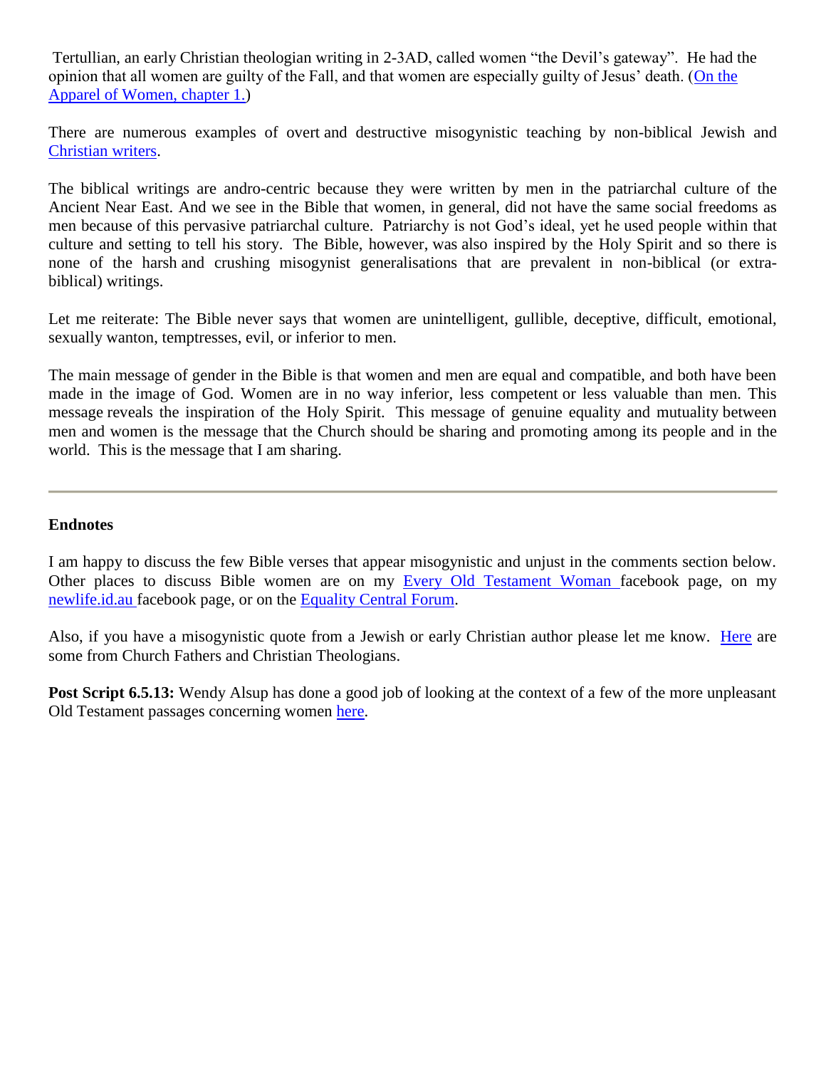Tertullian, an early Christian theologian writing in 2-3AD, called women "the Devil's gateway". He had the opinion that all women are guilty of the Fall, and that women are especially guilty of Jesus' death. (On the Apparel of Women, chapter 1.)

There are numerous examples of overt and destructive misogynistic teaching by non-biblical Jewish and Christian writers.

The biblical writings are andro-centric because they were written by men in the patriarchal culture of the Ancient Near East. And we see in the Bible that women, in general, did not have the same social freedoms as men because of this pervasive patriarchal culture. Patriarchy is not God's ideal, yet he used people within that culture and setting to tell his story. The Bible, however, was also inspired by the Holy Spirit and so there is none of the harsh and crushing misogynist generalisations that are prevalent in non-biblical (or extra-biblical) writings.

Let me reiterate: The Bible never says that women are unintelligent, gullible, deceptive, difficult, emotional, sexually wanton, temptresses, evil, or inferior to men.

The main message of gender in the Bible is that women and men are equal and compatible, and both have been made in the image of God. Women are in no way inferior, less competent or less valuable than men. This message reveals the inspiration of the Holy Spirit. This message of genuine equality and mutuality between men and women is the message that the Church should be sharing and promoting among its people and in the world. This is the message that I am sharing.

---

**Endnotes**

I am happy to discuss the few Bible verses that appear misogynistic and unjust in the comments section below. Other places to discuss Bible women are on my Every Old Testament Woman facebook page, on my newlife.id.au facebook page, or on the Equality Central Forum.

Also, if you have a misogynistic quote from a Jewish or early Christian author please let me know. Here are some from Church Fathers and Christian Theologians.

**Post Script 6.5.13:** Wendy Alsup has done a good job of looking at the context of a few of the more unpleasant Old Testament passages concerning women here.